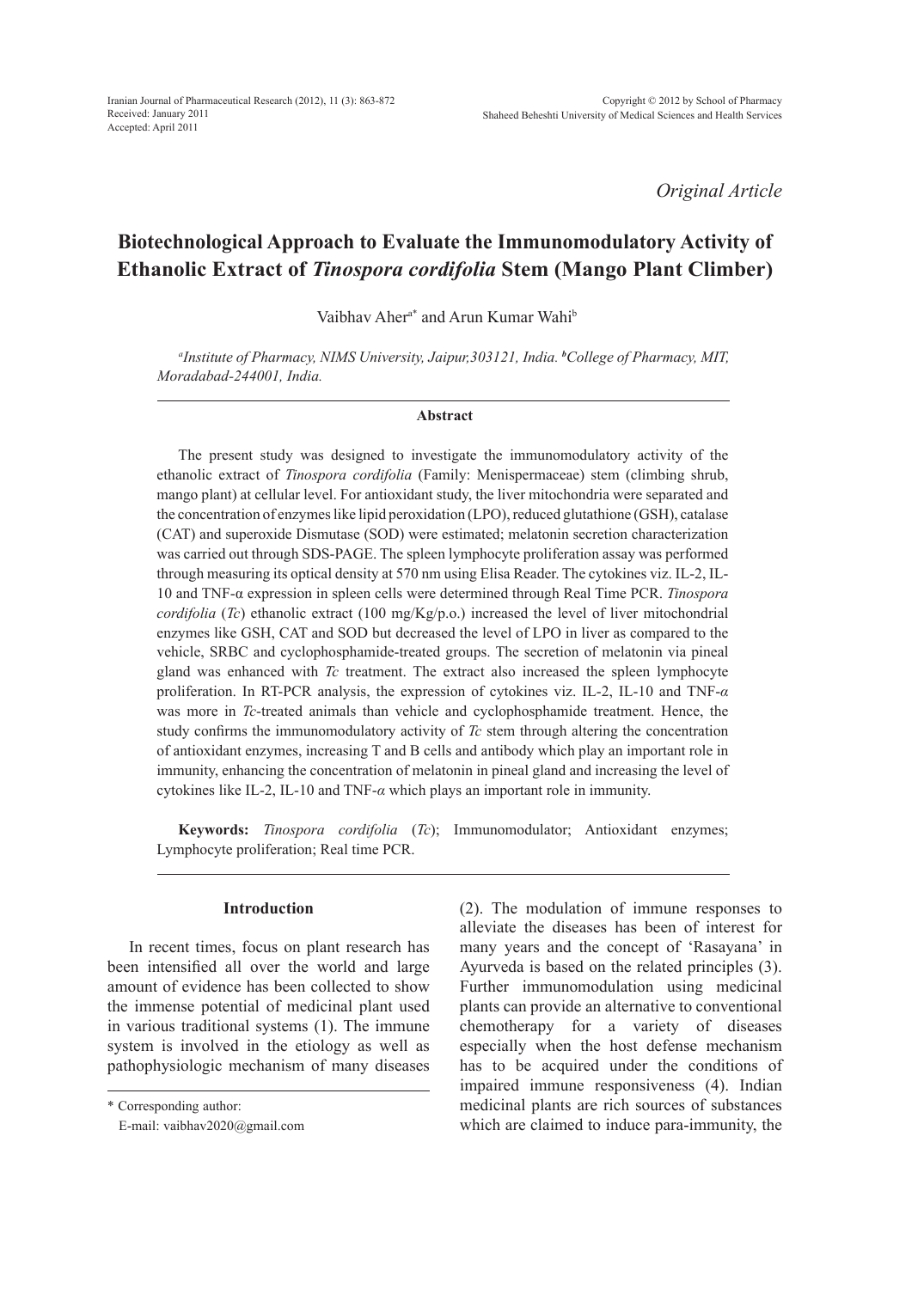Received: January 2011
Accepted: April 2011

*Original Article*

# Biotechnological Approach to Evaluate the Immunomodulatory Activity of Ethanolic Extract of *Tinospora cordifolia* Stem (Mango Plant Climber)

Vaibhav Aher[a*] and Arun Kumar Wahi[b]

*[a]Institute of Pharmacy, NIMS University, Jaipur,303121, India. [b]College of Pharmacy, MIT, Moradabad-244001, India.*

## Abstract

The present study was designed to investigate the immunomodulatory activity of the ethanolic extract of *Tinospora cordifolia* (Family: Menispermaceae) stem (climbing shrub, mango plant) at cellular level. For antioxidant study, the liver mitochondria were separated and the concentration of enzymes like lipid peroxidation (LPO), reduced glutathione (GSH), catalase (CAT) and superoxide Dismutase (SOD) were estimated; melatonin secretion characterization was carried out through SDS-PAGE. The spleen lymphocyte proliferation assay was performed through measuring its optical density at 570 nm using Elisa Reader. The cytokines viz. IL-2, IL-10 and TNF-α expression in spleen cells were determined through Real Time PCR. *Tinospora cordifolia* (*Tc*) ethanolic extract (100 mg/Kg/p.o.) increased the level of liver mitochondrial enzymes like GSH, CAT and SOD but decreased the level of LPO in liver as compared to the vehicle, SRBC and cyclophosphamide-treated groups. The secretion of melatonin via pineal gland was enhanced with *Tc* treatment. The extract also increased the spleen lymphocyte proliferation. In RT-PCR analysis, the expression of cytokines viz. IL-2, IL-10 and TNF-*α* was more in *Tc*-treated animals than vehicle and cyclophosphamide treatment. Hence, the study confirms the immunomodulatory activity of *Tc* stem through altering the concentration of antioxidant enzymes, increasing T and B cells and antibody which play an important role in immunity, enhancing the concentration of melatonin in pineal gland and increasing the level of cytokines like IL-2, IL-10 and TNF-*α* which plays an important role in immunity.

**Keywords:** *Tinospora cordifolia* (*Tc*); Immunomodulator; Antioxidant enzymes; Lymphocyte proliferation; Real time PCR.

## Introduction

In recent times, focus on plant research has been intensified all over the world and large amount of evidence has been collected to show the immense potential of medicinal plant used in various traditional systems (1). The immune system is involved in the etiology as well as pathophysiologic mechanism of many diseases (2). The modulation of immune responses to alleviate the diseases has been of interest for many years and the concept of 'Rasayana' in Ayurveda is based on the related principles (3). Further immunomodulation using medicinal plants can provide an alternative to conventional chemotherapy for a variety of diseases especially when the host defense mechanism has to be acquired under the conditions of impaired immune responsiveness (4). Indian medicinal plants are rich sources of substances which are claimed to induce para-immunity, the

\* Corresponding author:
E-mail: vaibhav2020@gmail.com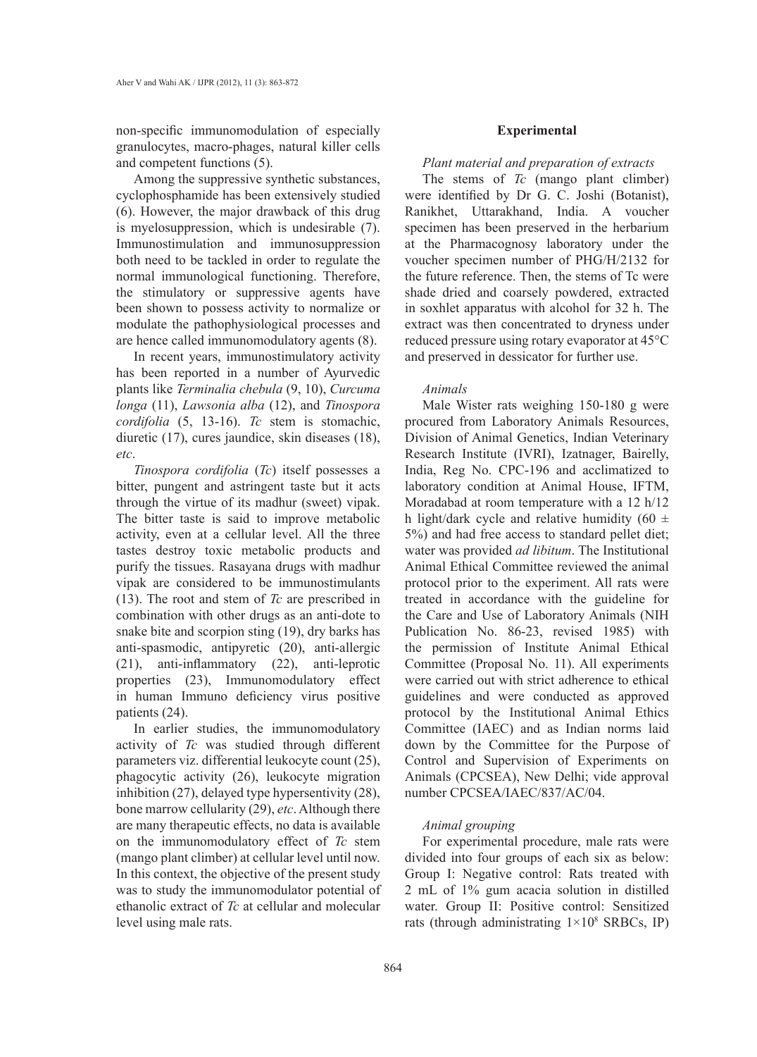non-specific immunomodulation of especially granulocytes, macro-phages, natural killer cells and competent functions (5).

Among the suppressive synthetic substances, cyclophosphamide has been extensively studied (6). However, the major drawback of this drug is myelosuppression, which is undesirable (7). Immunostimulation and immunosuppression both need to be tackled in order to regulate the normal immunological functioning. Therefore, the stimulatory or suppressive agents have been shown to possess activity to normalize or modulate the pathophysiological processes and are hence called immunomodulatory agents (8).

In recent years, immunostimulatory activity has been reported in a number of Ayurvedic plants like *Terminalia chebula* (9, 10), *Curcuma longa* (11), *Lawsonia alba* (12), and *Tinospora cordifolia* (5, 13-16). *Tc* stem is stomachic, diuretic (17), cures jaundice, skin diseases (18), *etc*.

*Tinospora cordifolia* (*Tc*) itself possesses a bitter, pungent and astringent taste but it acts through the virtue of its madhur (sweet) vipak. The bitter taste is said to improve metabolic activity, even at a cellular level. All the three tastes destroy toxic metabolic products and purify the tissues. Rasayana drugs with madhur vipak are considered to be immunostimulants (13). The root and stem of *Tc* are prescribed in combination with other drugs as an anti-dote to snake bite and scorpion sting (19), dry barks has anti-spasmodic, antipyretic (20), anti-allergic (21), anti-inflammatory (22), anti-leprotic properties (23), Immunomodulatory effect in human Immuno deficiency virus positive patients (24).

In earlier studies, the immunomodulatory activity of *Tc* was studied through different parameters viz. differential leukocyte count (25), phagocytic activity (26), leukocyte migration inhibition (27), delayed type hypersentivity (28), bone marrow cellularity (29), *etc*. Although there are many therapeutic effects, no data is available on the immunomodulatory effect of *Tc* stem (mango plant climber) at cellular level until now. In this context, the objective of the present study was to study the immunomodulator potential of ethanolic extract of *Tc* at cellular and molecular level using male rats.

## Experimental

### *Plant material and preparation of extracts*

The stems of *Tc* (mango plant climber) were identified by Dr G. C. Joshi (Botanist), Ranikhet, Uttarakhand, India. A voucher specimen has been preserved in the herbarium at the Pharmacognosy laboratory under the voucher specimen number of PHG/H/2132 for the future reference. Then, the stems of Tc were shade dried and coarsely powdered, extracted in soxhlet apparatus with alcohol for 32 h. The extract was then concentrated to dryness under reduced pressure using rotary evaporator at 45°C and preserved in dessicator for further use.

### *Animals*

Male Wister rats weighing 150-180 g were procured from Laboratory Animals Resources, Division of Animal Genetics, Indian Veterinary Research Institute (IVRI), Izatnager, Bairelly, India, Reg No. CPC-196 and acclimatized to laboratory condition at Animal House, IFTM, Moradabad at room temperature with a 12 h/12 h light/dark cycle and relative humidity (60 ± 5%) and had free access to standard pellet diet; water was provided *ad libitum*. The Institutional Animal Ethical Committee reviewed the animal protocol prior to the experiment. All rats were treated in accordance with the guideline for the Care and Use of Laboratory Animals (NIH Publication No. 86-23, revised 1985) with the permission of Institute Animal Ethical Committee (Proposal No. 11). All experiments were carried out with strict adherence to ethical guidelines and were conducted as approved protocol by the Institutional Animal Ethics Committee (IAEC) and as Indian norms laid down by the Committee for the Purpose of Control and Supervision of Experiments on Animals (CPCSEA), New Delhi; vide approval number CPCSEA/IAEC/837/AC/04.

### *Animal grouping*

For experimental procedure, male rats were divided into four groups of each six as below: Group I: Negative control: Rats treated with 2 mL of 1% gum acacia solution in distilled water. Group II: Positive control: Sensitized rats (through administrating $1 \times 10^8$ SRBCs, IP)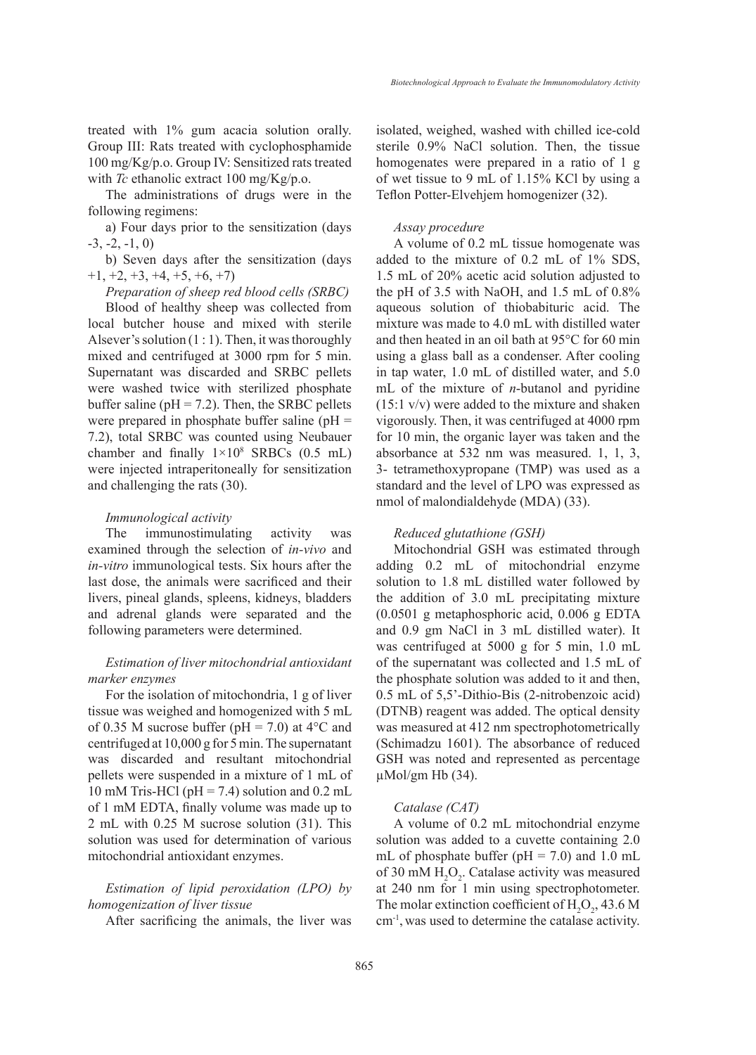treated with 1% gum acacia solution orally. Group III: Rats treated with cyclophosphamide 100 mg/Kg/p.o. Group IV: Sensitized rats treated with *Tc* ethanolic extract 100 mg/Kg/p.o.

The administrations of drugs were in the following regimens:

a) Four days prior to the sensitization (days -3, -2, -1, 0)

b) Seven days after the sensitization (days +1, +2, +3, +4, +5, +6, +7)

*Preparation of sheep red blood cells (SRBC)*

Blood of healthy sheep was collected from local butcher house and mixed with sterile Alsever's solution (1 : 1). Then, it was thoroughly mixed and centrifuged at 3000 rpm for 5 min. Supernatant was discarded and SRBC pellets were washed twice with sterilized phosphate buffer saline (pH = 7.2). Then, the SRBC pellets were prepared in phosphate buffer saline (pH = 7.2), total SRBC was counted using Neubauer chamber and finally $1 \times 10^8$ SRBCs (0.5 mL) were injected intraperitoneally for sensitization and challenging the rats (30).

*Immunological activity*

The immunostimulating activity was examined through the selection of *in-vivo* and *in-vitro* immunological tests. Six hours after the last dose, the animals were sacrificed and their livers, pineal glands, spleens, kidneys, bladders and adrenal glands were separated and the following parameters were determined.

*Estimation of liver mitochondrial antioxidant marker enzymes*

For the isolation of mitochondria, 1 g of liver tissue was weighed and homogenized with 5 mL of 0.35 M sucrose buffer (pH = 7.0) at 4°C and centrifuged at 10,000 g for 5 min. The supernatant was discarded and resultant mitochondrial pellets were suspended in a mixture of 1 mL of 10 mM Tris-HCl (pH = 7.4) solution and 0.2 mL of 1 mM EDTA, finally volume was made up to 2 mL with 0.25 M sucrose solution (31). This solution was used for determination of various mitochondrial antioxidant enzymes.

*Estimation of lipid peroxidation (LPO) by homogenization of liver tissue*

After sacrificing the animals, the liver was isolated, weighed, washed with chilled ice-cold sterile 0.9% NaCl solution. Then, the tissue homogenates were prepared in a ratio of 1 g of wet tissue to 9 mL of 1.15% KCl by using a Teflon Potter-Elvehjem homogenizer (32).

*Assay procedure*

A volume of 0.2 mL tissue homogenate was added to the mixture of 0.2 mL of 1% SDS, 1.5 mL of 20% acetic acid solution adjusted to the pH of 3.5 with NaOH, and 1.5 mL of 0.8% aqueous solution of thiobabituric acid. The mixture was made to 4.0 mL with distilled water and then heated in an oil bath at 95°C for 60 min using a glass ball as a condenser. After cooling in tap water, 1.0 mL of distilled water, and 5.0 mL of the mixture of *n*-butanol and pyridine (15:1 v/v) were added to the mixture and shaken vigorously. Then, it was centrifuged at 4000 rpm for 10 min, the organic layer was taken and the absorbance at 532 nm was measured. 1, 1, 3, 3- tetramethoxypropane (TMP) was used as a standard and the level of LPO was expressed as nmol of malondialdehyde (MDA) (33).

*Reduced glutathione (GSH)*

Mitochondrial GSH was estimated through adding 0.2 mL of mitochondrial enzyme solution to 1.8 mL distilled water followed by the addition of 3.0 mL precipitating mixture (0.0501 g metaphosphoric acid, 0.006 g EDTA and 0.9 gm NaCl in 3 mL distilled water). It was centrifuged at 5000 g for 5 min, 1.0 mL of the supernatant was collected and 1.5 mL of the phosphate solution was added to it and then, 0.5 mL of 5,5'-Dithio-Bis (2-nitrobenzoic acid) (DTNB) reagent was added. The optical density was measured at 412 nm spectrophotometrically (Schimadzu 1601). The absorbance of reduced GSH was noted and represented as percentage μMol/gm Hb (34).

*Catalase (CAT)*

A volume of 0.2 mL mitochondrial enzyme solution was added to a cuvette containing 2.0 mL of phosphate buffer (pH = 7.0) and 1.0 mL of 30 mM $H_2O_2$. Catalase activity was measured at 240 nm for 1 min using spectrophotometer. The molar extinction coefficient of $H_2O_2$, 43.6 M $cm^{-1}$, was used to determine the catalase activity.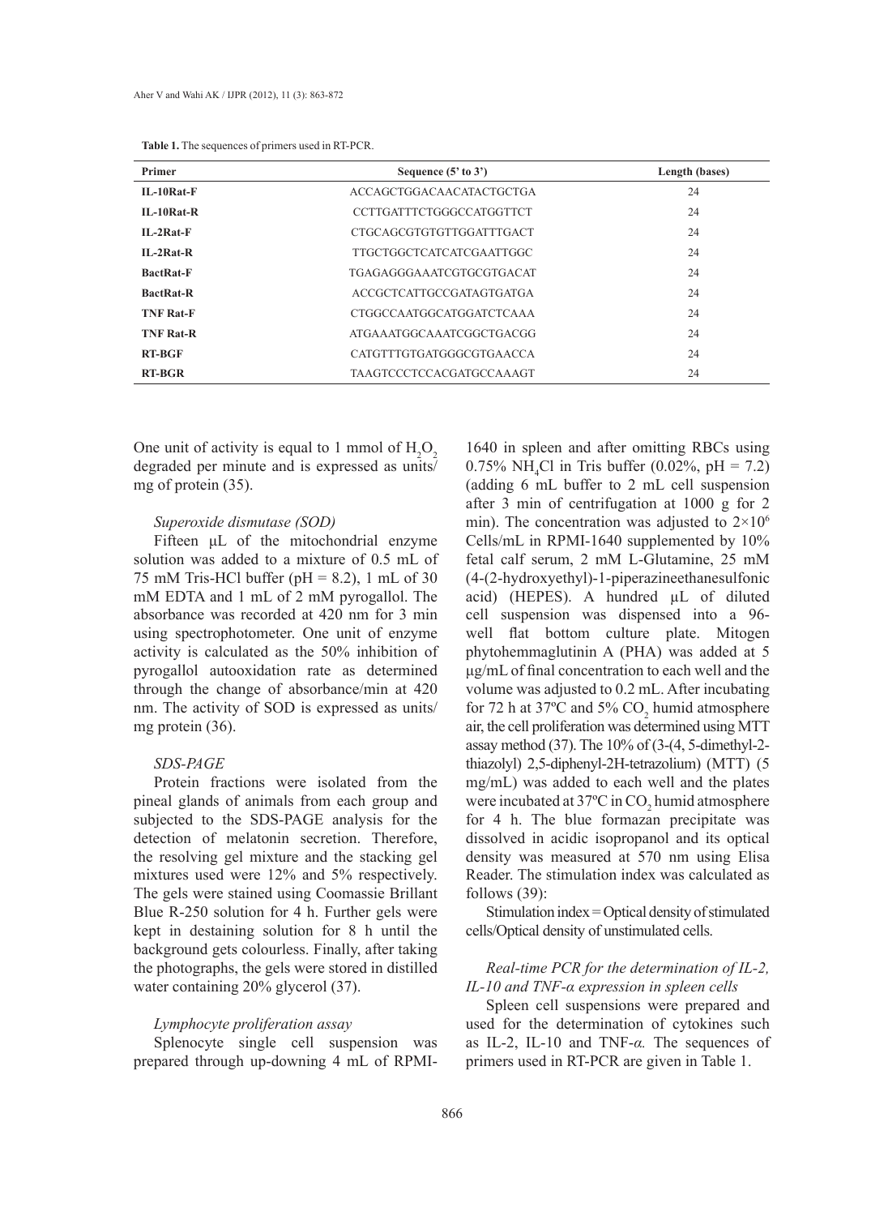**Table 1.** The sequences of primers used in RT-PCR.

| Primer | Sequence (5' to 3') | Length (bases) |
|---|---|---|
| **IL-10Rat-F** | ACCAGCTGGACAACATACTGCTGA | 24 |
| **IL-10Rat-R** | CCTTGATTTCTGGGCCATGGTTCT | 24 |
| **IL-2Rat-F** | CTGCAGCGTGTGTTGGATTTGACT | 24 |
| **IL-2Rat-R** | TTGCTGGCTCATCATCGAATTGGC | 24 |
| **BactRat-F** | TGAGAGGGAAATCGTGCGTGACAT | 24 |
| **BactRat-R** | ACCGCTCATTGCCGATAGTGATGA | 24 |
| **TNF Rat-F** | CTGGCCAATGGCATGGATCTCAAA | 24 |
| **TNF Rat-R** | ATGAAATGGCAAATCGGCTGACGG | 24 |
| **RT-BGF** | CATGTTTGTGATGGGCGTGAACCA | 24 |
| **RT-BGR** | TAAGTCCCTCCACGATGCCAAAGT | 24 |

One unit of activity is equal to 1 mmol of $H_2O_2$ degraded per minute and is expressed as units/mg of protein (35).

*Superoxide dismutase (SOD)*

Fifteen µL of the mitochondrial enzyme solution was added to a mixture of 0.5 mL of 75 mM Tris-HCl buffer (pH = 8.2), 1 mL of 30 mM EDTA and 1 mL of 2 mM pyrogallol. The absorbance was recorded at 420 nm for 3 min using spectrophotometer. One unit of enzyme activity is calculated as the 50% inhibition of pyrogallol autooxidation rate as determined through the change of absorbance/min at 420 nm. The activity of SOD is expressed as units/mg protein (36).

*SDS-PAGE*

Protein fractions were isolated from the pineal glands of animals from each group and subjected to the SDS-PAGE analysis for the detection of melatonin secretion. Therefore, the resolving gel mixture and the stacking gel mixtures used were 12% and 5% respectively. The gels were stained using Coomassie Brillant Blue R-250 solution for 4 h. Further gels were kept in destaining solution for 8 h until the background gets colourless. Finally, after taking the photographs, the gels were stored in distilled water containing 20% glycerol (37).

*Lymphocyte proliferation assay*

Splenocyte single cell suspension was prepared through up-downing 4 mL of RPMI-1640 in spleen and after omitting RBCs using 0.75% $NH_4Cl$ in Tris buffer (0.02%, pH = 7.2) (adding 6 mL buffer to 2 mL cell suspension after 3 min of centrifugation at 1000 g for 2 min). The concentration was adjusted to $2 \times 10^6$ Cells/mL in RPMI-1640 supplemented by 10% fetal calf serum, 2 mM L-Glutamine, 25 mM (4-(2-hydroxyethyl)-1-piperazineethanesulfonic acid) (HEPES). A hundred µL of diluted cell suspension was dispensed into a 96-well flat bottom culture plate. Mitogen phytohemmaglutinin A (PHA) was added at 5 µg/mL of final concentration to each well and the volume was adjusted to 0.2 mL. After incubating for 72 h at 37ºC and 5% $CO_2$ humid atmosphere air, the cell proliferation was determined using MTT assay method (37). The 10% of (3-(4, 5-dimethyl-2-thiazolyl) 2,5-diphenyl-2H-tetrazolium) (MTT) (5 mg/mL) was added to each well and the plates were incubated at 37ºC in $CO_2$ humid atmosphere for 4 h. The blue formazan precipitate was dissolved in acidic isopropanol and its optical density was measured at 570 nm using Elisa Reader. The stimulation index was calculated as follows (39):

Stimulation index = Optical density of stimulated cells/Optical density of unstimulated cells.

*Real-time PCR for the determination of IL-2, IL-10 and TNF-α expression in spleen cells*

Spleen cell suspensions were prepared and used for the determination of cytokines such as IL-2, IL-10 and TNF-*α.* The sequences of primers used in RT-PCR are given in Table 1.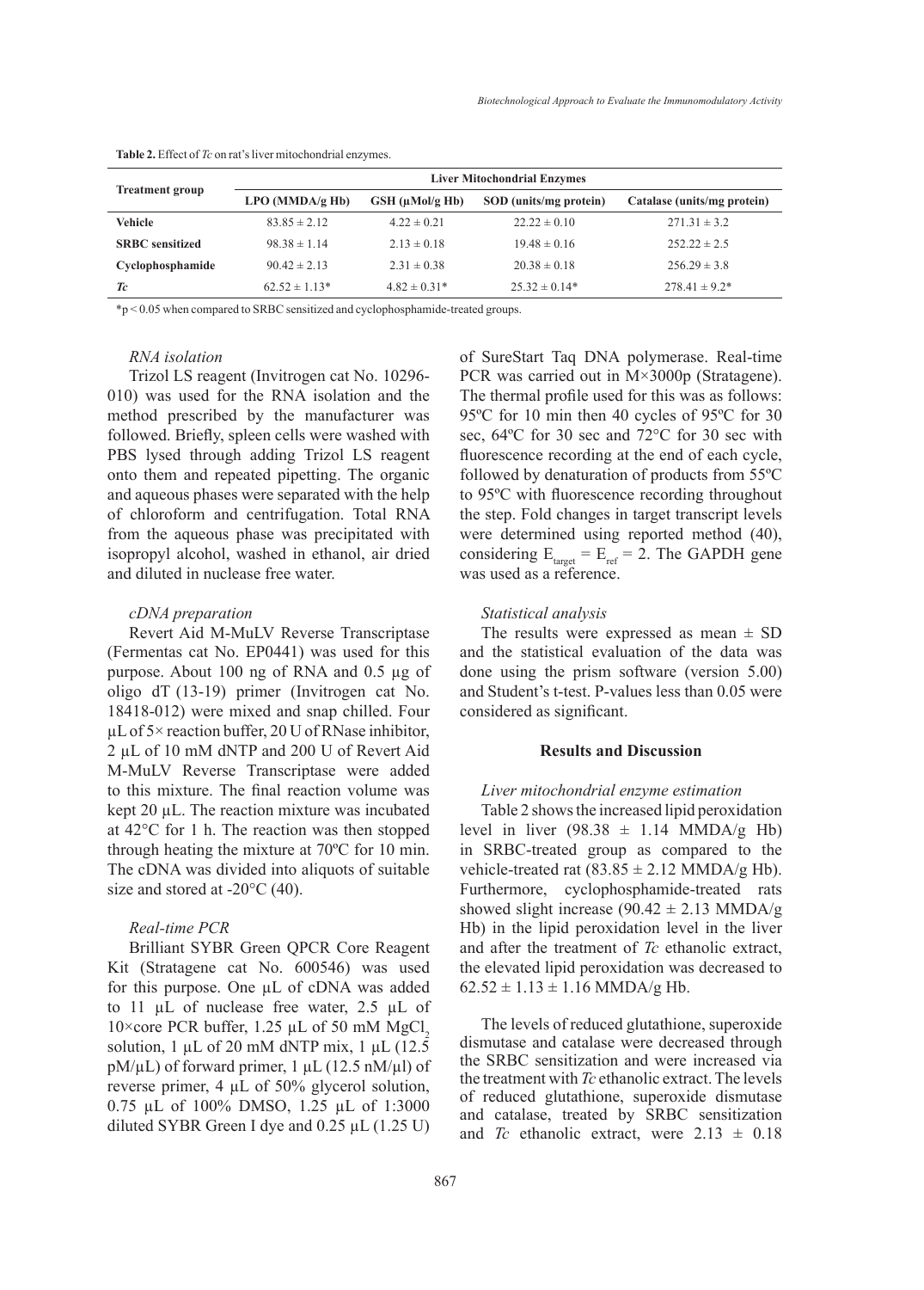**Table 2.** Effect of *Tc* on rat's liver mitochondrial enzymes.

| Treatment group | Liver Mitochondrial Enzymes | | | |
|---|---|---|---|---|
| | LPO (MMDA/g Hb) | GSH (µMol/g Hb) | SOD (units/mg protein) | Catalase (units/mg protein) |
| **Vehicle** | 83.85 ± 2.12 | 4.22 ± 0.21 | 22.22 ± 0.10 | 271.31 ± 3.2 |
| **SRBC sensitized** | 98.38 ± 1.14 | 2.13 ± 0.18 | 19.48 ± 0.16 | 252.22 ± 2.5 |
| **Cyclophosphamide** | 90.42 ± 2.13 | 2.31 ± 0.38 | 20.38 ± 0.18 | 256.29 ± 3.8 |
| ***Tc*** | 62.52 ± 1.13* | 4.82 ± 0.31* | 25.32 ± 0.14* | 278.41 ± 9.2* |

*$p < 0.05$ when compared to SRBC sensitized and cyclophosphamide-treated groups.

### *RNA isolation*

Trizol LS reagent (Invitrogen cat No. 10296-010) was used for the RNA isolation and the method prescribed by the manufacturer was followed. Briefly, spleen cells were washed with PBS lysed through adding Trizol LS reagent onto them and repeated pipetting. The organic and aqueous phases were separated with the help of chloroform and centrifugation. Total RNA from the aqueous phase was precipitated with isopropyl alcohol, washed in ethanol, air dried and diluted in nuclease free water.

### *cDNA preparation*

Revert Aid M-MuLV Reverse Transcriptase (Fermentas cat No. EP0441) was used for this purpose. About 100 ng of RNA and 0.5 µg of oligo dT (13-19) primer (Invitrogen cat No. 18418-012) were mixed and snap chilled. Four µL of 5× reaction buffer, 20 U of RNase inhibitor, 2 µL of 10 mM dNTP and 200 U of Revert Aid M-MuLV Reverse Transcriptase were added to this mixture. The final reaction volume was kept 20 µL. The reaction mixture was incubated at 42°C for 1 h. The reaction was then stopped through heating the mixture at 70ºC for 10 min. The cDNA was divided into aliquots of suitable size and stored at -20°C (40).

### *Real-time PCR*

Brilliant SYBR Green QPCR Core Reagent Kit (Stratagene cat No. 600546) was used for this purpose. One µL of cDNA was added to 11 µL of nuclease free water, 2.5 µL of 10×core PCR buffer, 1.25 µL of 50 mM $MgCl_2$ solution, 1 µL of 20 mM dNTP mix, 1 µL (12.5 pM/µL) of forward primer, 1 µL (12.5 nM/µl) of reverse primer, 4 µL of 50% glycerol solution, 0.75 µL of 100% DMSO, 1.25 µL of 1:3000 diluted SYBR Green I dye and 0.25 µL (1.25 U) of SureStart Taq DNA polymerase. Real-time PCR was carried out in M×3000p (Stratagene). The thermal profile used for this was as follows: 95ºC for 10 min then 40 cycles of 95ºC for 30 sec, 64ºC for 30 sec and 72°C for 30 sec with fluorescence recording at the end of each cycle, followed by denaturation of products from 55ºC to 95ºC with fluorescence recording throughout the step. Fold changes in target transcript levels were determined using reported method (40), considering $E_{target} = E_{ref} = 2$. The GAPDH gene was used as a reference.

### *Statistical analysis*

The results were expressed as mean ± SD and the statistical evaluation of the data was done using the prism software (version 5.00) and Student's t-test. P-values less than 0.05 were considered as significant.

## Results and Discussion

### *Liver mitochondrial enzyme estimation*

Table 2 shows the increased lipid peroxidation level in liver (98.38 ± 1.14 MMDA/g Hb) in SRBC-treated group as compared to the vehicle-treated rat (83.85 ± 2.12 MMDA/g Hb). Furthermore, cyclophosphamide-treated rats showed slight increase (90.42 ± 2.13 MMDA/g Hb) in the lipid peroxidation level in the liver and after the treatment of *Tc* ethanolic extract, the elevated lipid peroxidation was decreased to 62.52 ± 1.13 ± 1.16 MMDA/g Hb.

The levels of reduced glutathione, superoxide dismutase and catalase were decreased through the SRBC sensitization and were increased via the treatment with *Tc* ethanolic extract. The levels of reduced glutathione, superoxide dismutase and catalase, treated by SRBC sensitization and *Tc* ethanolic extract, were 2.13 ± 0.18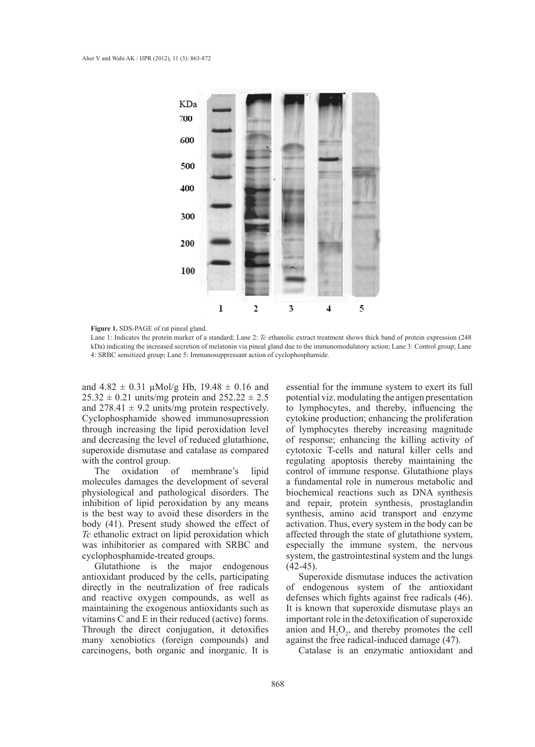**Figure 1.** SDS-PAGE of rat pineal gland.

Lane 1: Indicates the protein marker of a standard; Lane 2: *Tc* ethanolic extract treatment shows thick band of protein expression (248 kDa) indicating the increased secretion of melatonin via pineal gland due to the immunomodulatory action; Lane 3: Control group; Lane 4: SRBC sensitized group; Lane 5: Immunosuppressant action of cyclophosphamide.

and 4.82 ± 0.31 μMol/g Hb, 19.48 ± 0.16 and 25.32 ± 0.21 units/mg protein and 252.22 ± 2.5 and 278.41 ± 9.2 units/mg protein respectively. Cyclophosphamide showed immunosupression through increasing the lipid peroxidation level and decreasing the level of reduced glutathione, superoxide dismutase and catalase as compared with the control group.

The oxidation of membrane's lipid molecules damages the development of several physiological and pathological disorders. The inhibition of lipid peroxidation by any means is the best way to avoid these disorders in the body (41). Present study showed the effect of *Tc* ethanolic extract on lipid peroxidation which was inhibitorier as compared with SRBC and cyclophosphamide-treated groups.

Glutathione is the major endogenous antioxidant produced by the cells, participating directly in the neutralization of free radicals and reactive oxygen compounds, as well as maintaining the exogenous antioxidants such as vitamins C and E in their reduced (active) forms. Through the direct conjugation, it detoxifies many xenobiotics (foreign compounds) and carcinogens, both organic and inorganic. It is essential for the immune system to exert its full potential viz. modulating the antigen presentation to lymphocytes, and thereby, influencing the cytokine production; enhancing the proliferation of lymphocytes thereby increasing magnitude of response; enhancing the killing activity of cytotoxic T-cells and natural killer cells and regulating apoptosis thereby maintaining the control of immune response. Glutathione plays a fundamental role in numerous metabolic and biochemical reactions such as DNA synthesis and repair, protein synthesis, prostaglandin synthesis, amino acid transport and enzyme activation. Thus, every system in the body can be affected through the state of glutathione system, especially the immune system, the nervous system, the gastrointestinal system and the lungs (42-45).

Superoxide dismutase induces the activation of endogenous system of the antioxidant defenses which fights against free radicals (46). It is known that superoxide dismutase plays an important role in the detoxification of superoxide anion and $H_2O_2$, and thereby promotes the cell against the free radical-induced damage (47).

Catalase is an enzymatic antioxidant and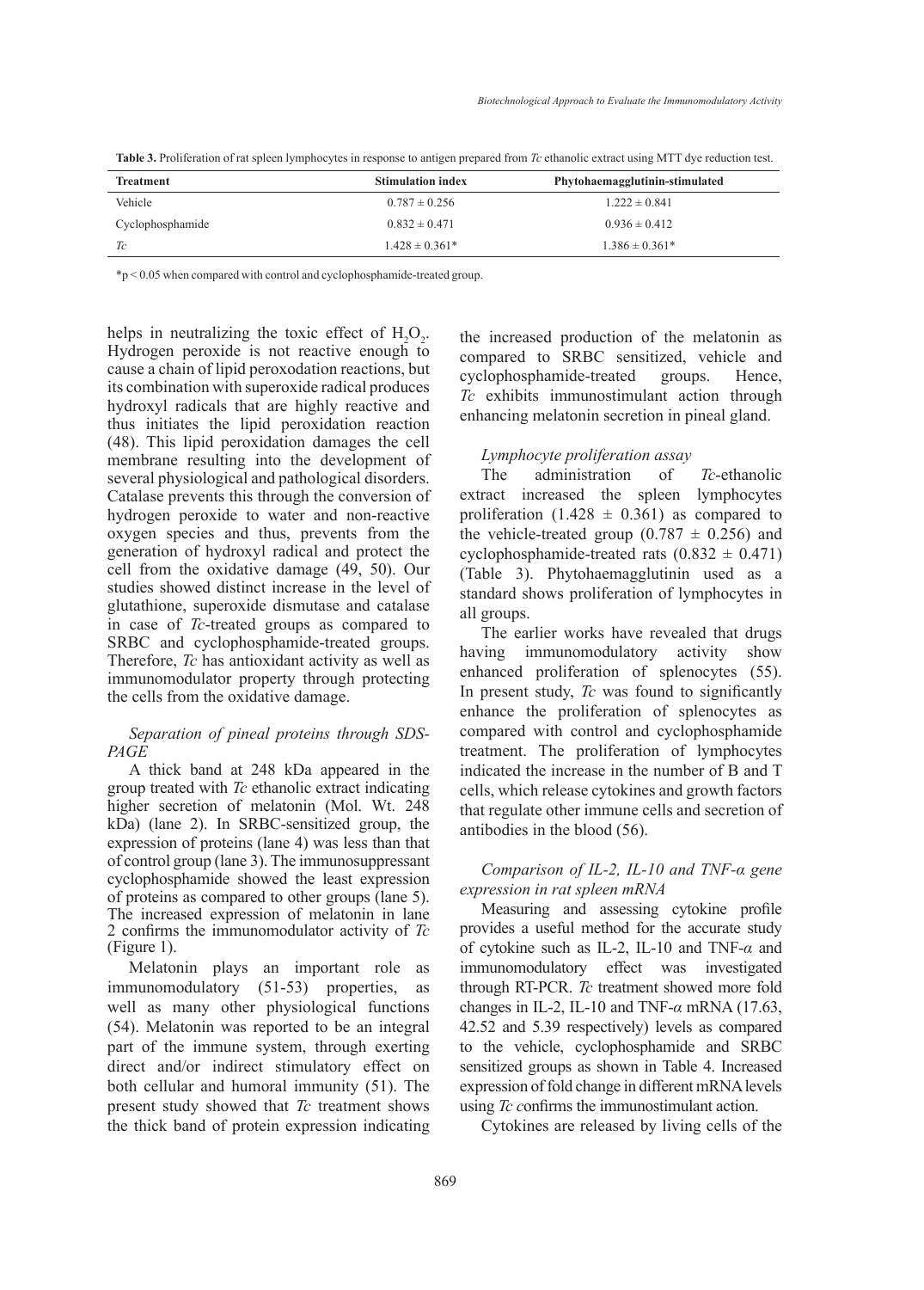**Table 3.** Proliferation of rat spleen lymphocytes in response to antigen prepared from *Tc* ethanolic extract using MTT dye reduction test.

| Treatment | Stimulation index | Phytohaemagglutinin-stimulated |
|---|---|---|
| Vehicle | 0.787 ± 0.256 | 1.222 ± 0.841 |
| Cyclophosphamide | 0.832 ± 0.471 | 0.936 ± 0.412 |
| *Tc* | 1.428 ± 0.361* | 1.386 ± 0.361* |

*$p < 0.05$ when compared with control and cyclophosphamide-treated group.

helps in neutralizing the toxic effect of $H_2O_2$. Hydrogen peroxide is not reactive enough to cause a chain of lipid peroxodation reactions, but its combination with superoxide radical produces hydroxyl radicals that are highly reactive and thus initiates the lipid peroxidation reaction (48). This lipid peroxidation damages the cell membrane resulting into the development of several physiological and pathological disorders. Catalase prevents this through the conversion of hydrogen peroxide to water and non-reactive oxygen species and thus, prevents from the generation of hydroxyl radical and protect the cell from the oxidative damage (49, 50). Our studies showed distinct increase in the level of glutathione, superoxide dismutase and catalase in case of *Tc*-treated groups as compared to SRBC and cyclophosphamide-treated groups. Therefore, *Tc* has antioxidant activity as well as immunomodulator property through protecting the cells from the oxidative damage.

### *Separation of pineal proteins through SDS-PAGE*

A thick band at 248 kDa appeared in the group treated with *Tc* ethanolic extract indicating higher secretion of melatonin (Mol. Wt. 248 kDa) (lane 2). In SRBC-sensitized group, the expression of proteins (lane 4) was less than that of control group (lane 3). The immunosuppressant cyclophosphamide showed the least expression of proteins as compared to other groups (lane 5). The increased expression of melatonin in lane 2 confirms the immunomodulator activity of *Tc* (Figure 1).

Melatonin plays an important role as immunomodulatory (51-53) properties, as well as many other physiological functions (54). Melatonin was reported to be an integral part of the immune system, through exerting direct and/or indirect stimulatory effect on both cellular and humoral immunity (51). The present study showed that *Tc* treatment shows the thick band of protein expression indicating the increased production of the melatonin as compared to SRBC sensitized, vehicle and cyclophosphamide-treated groups. Hence, *Tc* exhibits immunostimulant action through enhancing melatonin secretion in pineal gland.

### *Lymphocyte proliferation assay*

The administration of *Tc*-ethanolic extract increased the spleen lymphocytes proliferation (1.428 ± 0.361) as compared to the vehicle-treated group (0.787 ± 0.256) and cyclophosphamide-treated rats (0.832 ± 0.471) (Table 3). Phytohaemagglutinin used as a standard shows proliferation of lymphocytes in all groups.

The earlier works have revealed that drugs having immunomodulatory activity show enhanced proliferation of splenocytes (55). In present study, *Tc* was found to significantly enhance the proliferation of splenocytes as compared with control and cyclophosphamide treatment. The proliferation of lymphocytes indicated the increase in the number of B and T cells, which release cytokines and growth factors that regulate other immune cells and secretion of antibodies in the blood (56).

### *Comparison of IL-2, IL-10 and TNF-α gene expression in rat spleen mRNA*

Measuring and assessing cytokine profile provides a useful method for the accurate study of cytokine such as IL-2, IL-10 and TNF-$\alpha$ and immunomodulatory effect was investigated through RT-PCR. *Tc* treatment showed more fold changes in IL-2, IL-10 and TNF-$\alpha$ mRNA (17.63, 42.52 and 5.39 respectively) levels as compared to the vehicle, cyclophosphamide and SRBC sensitized groups as shown in Table 4. Increased expression of fold change in different mRNA levels using *Tc* confirms the immunostimulant action.

Cytokines are released by living cells of the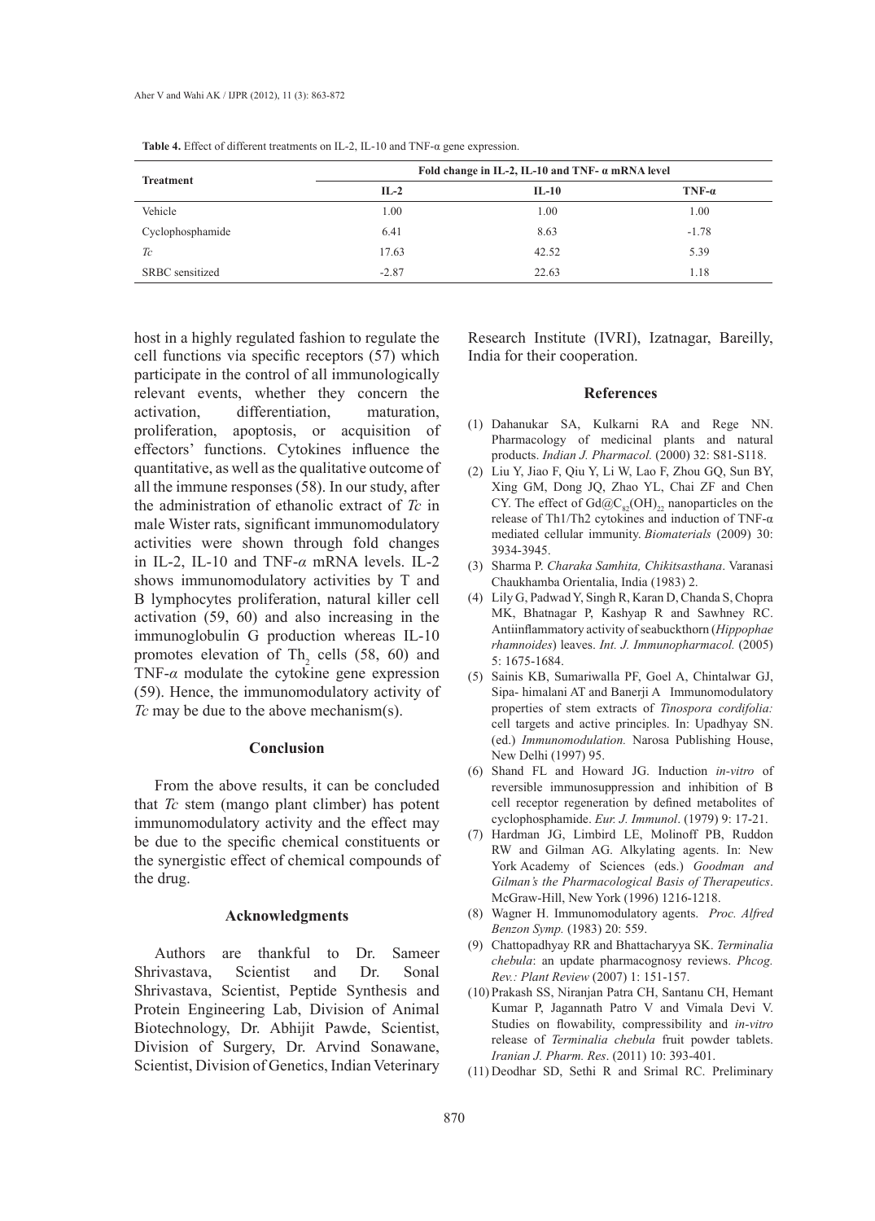**Table 4.** Effect of different treatments on IL-2, IL-10 and TNF-α gene expression.

| Treatment | Fold change in IL-2, IL-10 and TNF- α mRNA level | | |
|---|---|---|---|
| | IL-2 | IL-10 | TNF-α |
| Vehicle | 1.00 | 1.00 | 1.00 |
| Cyclophosphamide | 6.41 | 8.63 | -1.78 |
| *Tc* | 17.63 | 42.52 | 5.39 |
| SRBC sensitized | -2.87 | 22.63 | 1.18 |

host in a highly regulated fashion to regulate the cell functions via specific receptors (57) which participate in the control of all immunologically relevant events, whether they concern the activation, differentiation, maturation, proliferation, apoptosis, or acquisition of effectors' functions. Cytokines influence the quantitative, as well as the qualitative outcome of all the immune responses (58). In our study, after the administration of ethanolic extract of *Tc* in male Wister rats, significant immunomodulatory activities were shown through fold changes in IL-2, IL-10 and TNF-*α* mRNA levels. IL-2 shows immunomodulatory activities by T and B lymphocytes proliferation, natural killer cell activation (59, 60) and also increasing in the immunoglobulin G production whereas IL-10 promotes elevation of $Th_2$ cells (58, 60) and TNF-*α* modulate the cytokine gene expression (59). Hence, the immunomodulatory activity of *Tc* may be due to the above mechanism(s).

## Conclusion

From the above results, it can be concluded that *Tc* stem (mango plant climber) has potent immunomodulatory activity and the effect may be due to the specific chemical constituents or the synergistic effect of chemical compounds of the drug.

## Acknowledgments

Authors are thankful to Dr. Sameer Shrivastava, Scientist and Dr. Sonal Shrivastava, Scientist, Peptide Synthesis and Protein Engineering Lab, Division of Animal Biotechnology, Dr. Abhijit Pawde, Scientist, Division of Surgery, Dr. Arvind Sonawane, Scientist, Division of Genetics, Indian Veterinary Research Institute (IVRI), Izatnagar, Bareilly, India for their cooperation.

## References

(1) Dahanukar SA, Kulkarni RA and Rege NN. Pharmacology of medicinal plants and natural products. *Indian J. Pharmacol.* (2000) 32: S81-S118.

(2) Liu Y, Jiao F, Qiu Y, Li W, Lao F, Zhou GQ, Sun BY, Xing GM, Dong JQ, Zhao YL, Chai ZF and Chen CY. The effect of $Gd@C_{82}(OH)_{22}$ nanoparticles on the release of Th1/Th2 cytokines and induction of TNF-α mediated cellular immunity. *Biomaterials* (2009) 30: 3934-3945.

(3) Sharma P. *Charaka Samhita, Chikitsasthana*. Varanasi Chaukhamba Orientalia, India (1983) 2.

(4) Lily G, Padwad Y, Singh R, Karan D, Chanda S, Chopra MK, Bhatnagar P, Kashyap R and Sawhney RC. Antiinflammatory activity of seabuckthorn (*Hippophae rhamnoides*) leaves. *Int. J. Immunopharmacol.* (2005) 5: 1675-1684.

(5) Sainis KB, Sumariwalla PF, Goel A, Chintalwar GJ, Sipa- himalani AT and Banerji A Immunomodulatory properties of stem extracts of *Tinospora cordifolia:* cell targets and active principles. In: Upadhyay SN. (ed.) *Immunomodulation.* Narosa Publishing House, New Delhi (1997) 95.

(6) Shand FL and Howard JG. Induction *in-vitro* of reversible immunosuppression and inhibition of B cell receptor regeneration by defined metabolites of cyclophosphamide. *Eur. J. Immunol*. (1979) 9: 17-21.

(7) Hardman JG, Limbird LE, Molinoff PB, Ruddon RW and Gilman AG. Alkylating agents. In: New York Academy of Sciences (eds.) *Goodman and Gilman's the Pharmacological Basis of Therapeutics*. McGraw-Hill, New York (1996) 1216-1218.

(8) Wagner H. Immunomodulatory agents. *Proc. Alfred Benzon Symp.* (1983) 20: 559.

(9) Chattopadhyay RR and Bhattacharyya SK. *Terminalia chebula*: an update pharmacognosy reviews. *Phcog. Rev.: Plant Review* (2007) 1: 151-157.

(10) Prakash SS, Niranjan Patra CH, Santanu CH, Hemant Kumar P, Jagannath Patro V and Vimala Devi V. Studies on flowability, compressibility and *in-vitro* release of *Terminalia chebula* fruit powder tablets. *Iranian J. Pharm. Res*. (2011) 10: 393-401.

(11) Deodhar SD, Sethi R and Srimal RC. Preliminary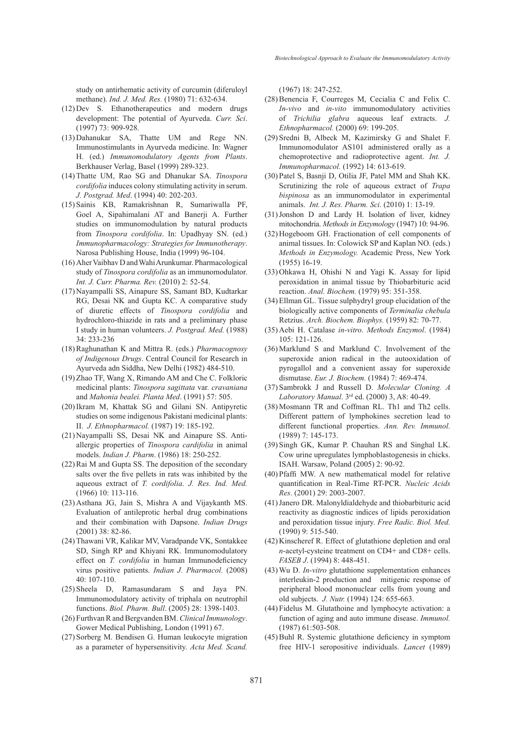study on antirhematic activity of curcumin (diferuloyl methane). *Ind. J. Med. Res.* (1980) 71: 632-634.

(12) Dev S. Ethanotherapeutics and modern drugs development: The potential of Ayurveda. *Curr. Sci*. (1997) 73: 909-928.

(13) Dahanukar SA, Thatte UM and Rege NN. Immunostimulants in Ayurveda medicine. In: Wagner H. (ed.) *Immunomodulatory Agents from Plants*. Berkhauser Verlag, Basel (1999) 289-323.

(14) Thatte UM, Rao SG and Dhanukar SA. *Tinospora cordifolia* induces colony stimulating activity in serum. *J. Postgrad. Med*. (1994) 40: 202-203.

(15) Sainis KB, Ramakrishnan R, Sumariwalla PF, Goel A, Sipahimalani AT and Banerji A. Further studies on immunomodulation by natural products from *Tinospora cordifolia*. In: Upadhyay SN. (ed.) *Immunopharmacology: Strategies for Immunotherapy*. Narosa Publishing House, India (1999) 96-104.

(16) Aher Vaibhav D and Wahi Arunkumar. Pharmacological study of *Tinospora cordifolia* as an immunomodulator. *Int. J. Curr. Pharma. Rev.* (2010) 2: 52-54.

(17) Nayampalli SS, Ainapure SS, Samant BD, Kudtarkar RG, Desai NK and Gupta KC. A comparative study of diuretic effects of *Tinospora cordifolia* and hydrochloro-thiazide in rats and a preliminary phase I study in human volunteers. *J. Postgrad. Med.* (1988) 34: 233-236

(18) Raghunathan K and Mittra R. (eds.) *Pharmacognosy of Indigenous Drugs*. Central Council for Research in Ayurveda adn Siddha, New Delhi (1982) 484-510.

(19) Zhao TF, Wang X, Rimando AM and Che C. Folkloric medicinal plants: *Tinospora sagittata* var. *cravaniana* and *Mahonia bealei. Planta Med*. (1991) 57: 505.

(20) Ikram M, Khattak SG and Gilani SN. Antipyretic studies on some indigenous Pakistani medicinal plants: II. *J. Ethnopharmacol.* (1987) 19: 185-192.

(21) Nayampalli SS, Desai NK and Ainapure SS. Antiallergic properties of *Tinospora cardifolia* in animal models. *Indian J. Pharm*. (1986) 18: 250-252.

(22) Rai M and Gupta SS. The deposition of the secondary salts over the five pellets in rats was inhibited by the aqueous extract of *T. cordifolia*. *J. Res. Ind. Med.* (1966) 10: 113-116.

(23) Asthana JG, Jain S, Mishra A and Vijaykanth MS. Evaluation of antileprotic herbal drug combinations and their combination with Dapsone. *Indian Drugs* (2001) 38: 82-86.

(24) Thawani VR, Kalikar MV, Varadpande VK, Sontakkee SD, Singh RP and Khiyani RK. Immunomodulatory effect on *T. cordifolia* in human Immunodeficiency virus positive patients. *Indian J. Pharmacol.* (2008) 40: 107-110.

(25) Sheela D, Ramasundaram S and Jaya PN. Immunomodulatory activity of triphala on neutrophil functions. *Biol. Pharm. Bull*. (2005) 28: 1398-1403.

(26) Furthvan R and Bergvanden BM. *Clinical Immunology*. Gower Medical Publishing, London (1991) 67.

(27) Sorberg M. Bendisen G. Human leukocyte migration as a parameter of hypersensitivity. *Acta Med. Scand.* (1967) 18: 247-252.

(28) Benencia F, Courreges M, Cecialia C and Felix C. *In-vivo* and *in-vito* immunomodulatory activities of *Trichilia glabra* aqueous leaf extracts. *J. Ethnopharmacol.* (2000) 69: 199-205.

(29) Sredni B, Albeck M, Kazimirsky G and Shalet F. Immunomodulator AS101 administered orally as a chemoprotective and radioprotective agent. *Int. J. Immunopharmacol.* (1992) 14: 613-619.

(30) Patel S, Basnji D, Otilia JF, Patel MM and Shah KK. Scrutinizing the role of aqueous extract of *Trapa bispinosa* as an immunomodulator in experimental animals. *Int. J. Res. Pharm. Sci*. (2010) 1: 13-19.

(31) Jonshon D and Lardy H. Isolation of liver, kidney mitochondria. *Methods in Enzymology* (1947) 10: 94-96.

(32) Hogeboom GH. Fractionation of cell components of animal tissues. In: Colowick SP and Kaplan NO. (eds.) *Methods in Enzymology.* Academic Press, New York (1955) 16-19.

(33) Ohkawa H, Ohishi N and Yagi K. Assay for lipid peroxidation in animal tissue by Thiobarbituric acid reaction. *Anal. Biochem.* (1979) 95: 351-358.

(34) Ellman GL. Tissue sulphydryl group elucidation of the biologically active components of *Terminalia chebula* Retzius. *Arch. Biochem. Biophys.* (1959) 82: 70-77.

(35) Aebi H. Catalase *in-vitro*. *Methods Enzymol*. (1984) 105: 121-126.

(36) Marklund S and Marklund C. Involvement of the superoxide anion radical in the autooxidation of pyrogallol and a convenient assay for superoxide dismutase. *Eur. J. Biochem.* (1984) 7: 469-474.

(37) Sambrokk J and Russell D. *Molecular Cloning. A Laboratory Manual*. 3rd ed. (2000) 3, A8: 40-49.

(38) Mosmann TR and Coffman RL. Th1 and Th2 cells. Different pattern of lymphokines secretion lead to different functional properties. *Ann. Rev. Immunol.* (1989) 7: 145-173.

(39) Singh GK, Kumar P. Chauhan RS and Singhal LK. Cow urine upregulates lymphoblastogenesis in chicks. ISAH. Warsaw, Poland (2005) 2: 90-92.

(40) Pfaffi MW. A new mathematical model for relative quantification in Real-Time RT-PCR. *Nucleic Acids Res*. (2001) 29: 2003-2007.

(41) Janero DR. Malonyldialdehyde and thiobarbituric acid reactivity as diagnostic indices of lipids peroxidation and peroxidation tissue injury. *Free Radic. Biol. Med.* (1990) 9: 515-540.

(42) Kinscheref R. Effect of glutathione depletion and oral *n*-acetyl-cysteine treatment on CD4+ and CD8+ cells. *FASEB J*. (1994) 8: 448-451.

(43) Wu D. *In-vitro* glutathione supplementation enhances interleukin-2 production and mitigenic response of peripheral blood mononuclear cells from young and old subjects. *J. Nutr.* (1994) 124: 655-663.

(44) Fidelus M. Glutathoine and lymphocyte activation: a function of aging and auto immune disease. *Immunol.* (1987) 61:503-508.

(45) Buhl R. Systemic glutathione deficiency in symptom free HIV-1 seropositive individuals. *Lancet* (1989)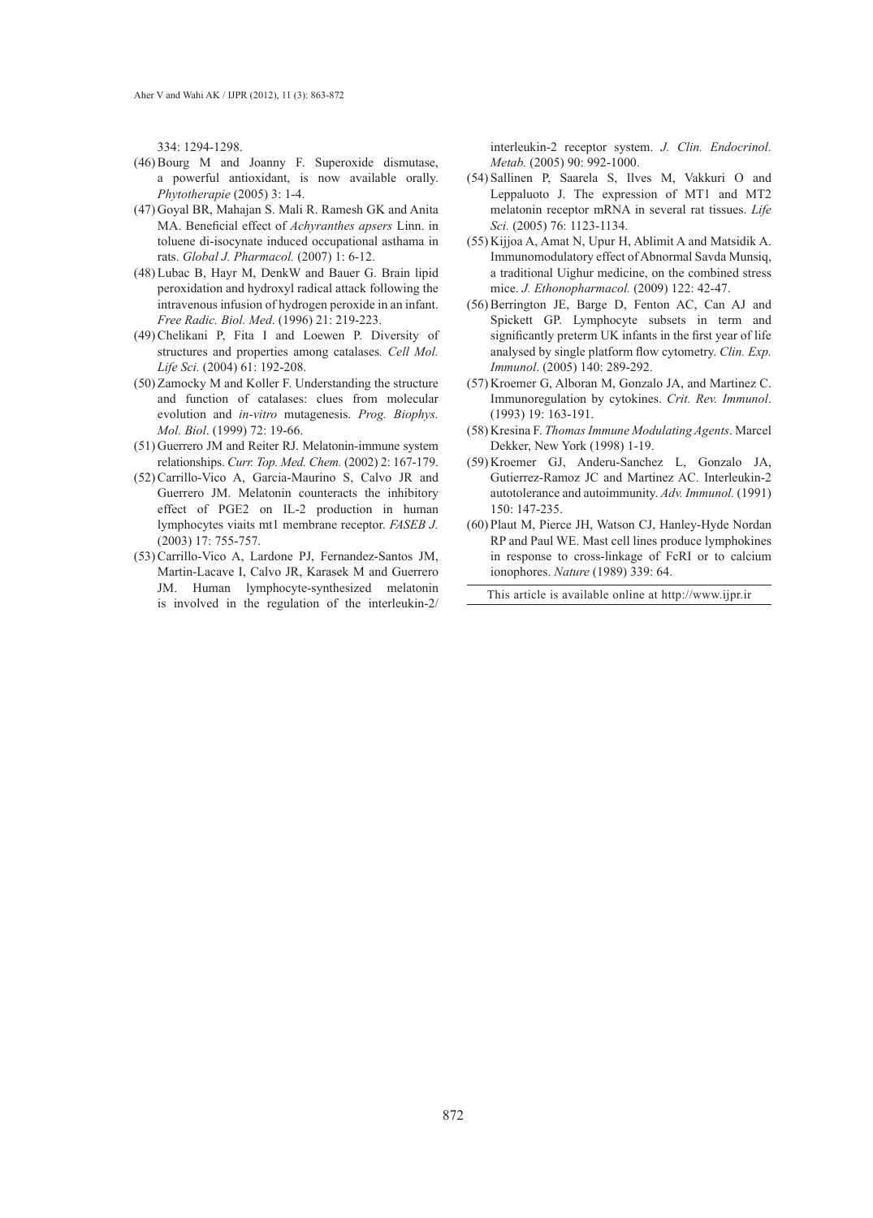334: 1294-1298.

(46) Bourg M and Joanny F. Superoxide dismutase, a powerful antioxidant, is now available orally. *Phytotherapie* (2005) 3: 1-4.

(47) Goyal BR, Mahajan S. Mali R. Ramesh GK and Anita MA. Beneficial effect of *Achyranthes apsers* Linn. in toluene di-isocynate induced occupational asthama in rats. *Global J. Pharmacol.* (2007) 1: 6-12.

(48) Lubac B, Hayr M, DenkW and Bauer G. Brain lipid peroxidation and hydroxyl radical attack following the intravenous infusion of hydrogen peroxide in an infant. *Free Radic. Biol. Med*. (1996) 21: 219-223.

(49) Chelikani P, Fita I and Loewen P. Diversity of structures and properties among catalases*. Cell Mol. Life Sci.* (2004) 61: 192-208.

(50) Zamocky M and Koller F. Understanding the structure and function of catalases: clues from molecular evolution and *in-vitro* mutagenesis. *Prog. Biophys. Mol. Biol*. (1999) 72: 19-66.

(51) Guerrero JM and Reiter RJ. Melatonin-immune system relationships. *Curr. Top. Med. Chem.* (2002) 2: 167-179.

(52) Carrillo-Vico A, Garcia-Maurino S, Calvo JR and Guerrero JM. Melatonin counteracts the inhibitory effect of PGE2 on IL-2 production in human lymphocytes viaits mt1 membrane receptor. *FASEB J.* (2003) 17: 755-757.

(53) Carrillo-Vico A, Lardone PJ, Fernandez-Santos JM, Martin-Lacave I, Calvo JR, Karasek M and Guerrero JM. Human lymphocyte-synthesized melatonin is involved in the regulation of the interleukin-2/interleukin-2 receptor system. *J. Clin. Endocrinol. Metab.* (2005) 90: 992-1000.

(54) Sallinen P, Saarela S, Ilves M, Vakkuri O and Leppaluoto J. The expression of MT1 and MT2 melatonin receptor mRNA in several rat tissues. *Life Sci.* (2005) 76: 1123-1134.

(55) Kijjoa A, Amat N, Upur H, Ablimit A and Matsidik A. Immunomodulatory effect of Abnormal Savda Munsiq, a traditional Uighur medicine, on the combined stress mice. *J. Ethonopharmacol.* (2009) 122: 42-47.

(56) Berrington JE, Barge D, Fenton AC, Can AJ and Spickett GP. Lymphocyte subsets in term and significantly preterm UK infants in the first year of life analysed by single platform flow cytometry. *Clin. Exp. Immunol*. (2005) 140: 289-292.

(57) Kroemer G, Alboran M, Gonzalo JA, and Martinez C. Immunoregulation by cytokines. *Crit. Rev. Immunol*. (1993) 19: 163-191.

(58) Kresina F. *Thomas Immune Modulating Agents*. Marcel Dekker, New York (1998) 1-19.

(59) Kroemer GJ, Anderu-Sanchez L, Gonzalo JA, Gutierrez-Ramoz JC and Martinez AC. Interleukin-2 autotolerance and autoimmunity. *Adv. Immunol.* (1991) 150: 147-235.

(60) Plaut M, Pierce JH, Watson CJ, Hanley-Hyde Nordan RP and Paul WE. Mast cell lines produce lymphokines in response to cross-linkage of FcRI or to calcium ionophores. *Nature* (1989) 339: 64.

This article is available online at http://www.ijpr.ir